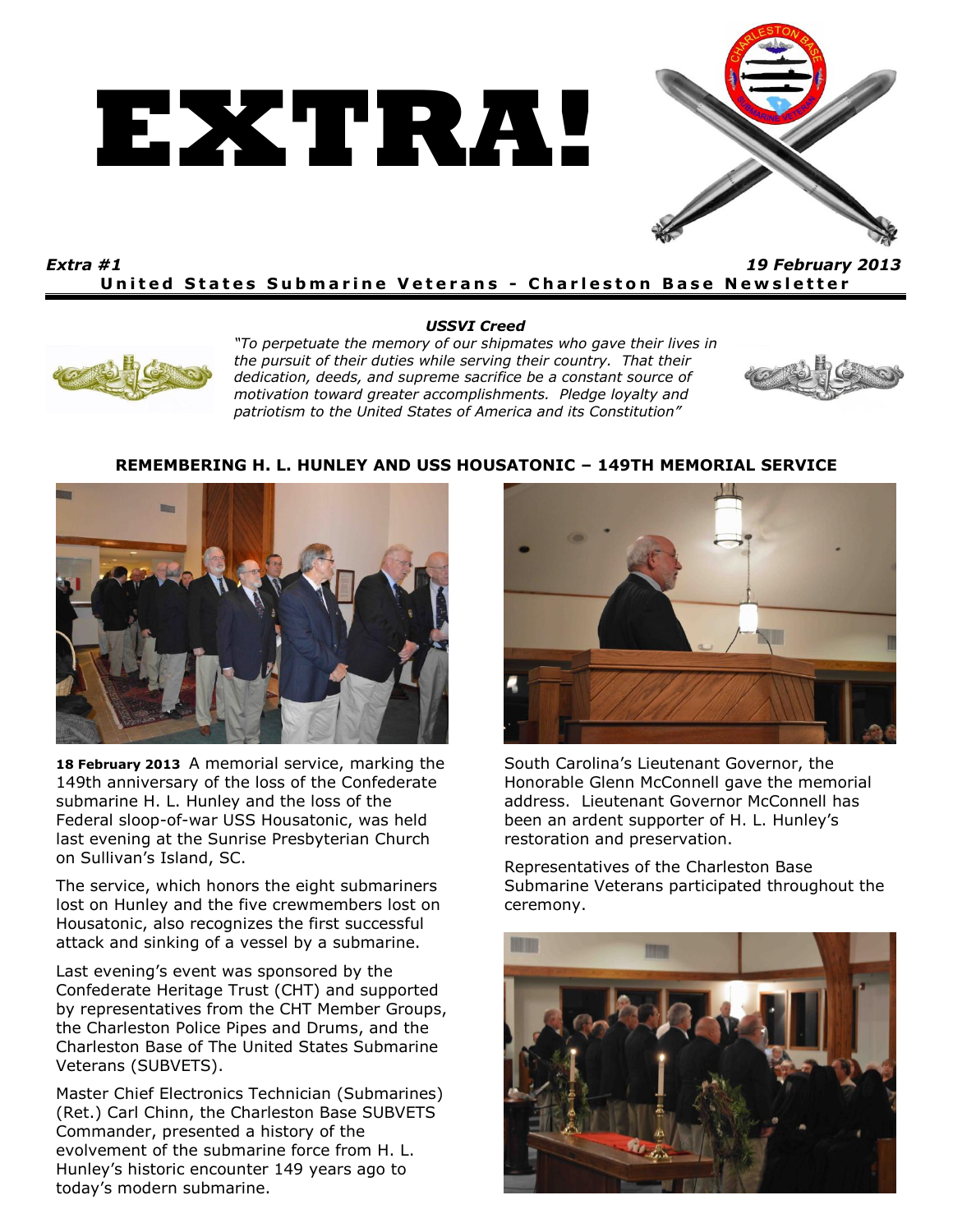# EXTRA!

*Extra #1* *19 February 2013*

**United States Submarine Veterans - Charleston Base Newsletter**

***USSVI Creed***

*"To perpetuate the memory of our shipmates who gave their lives in the pursuit of their duties while serving their country. That their dedication, deeds, and supreme sacrifice be a constant source of motivation toward greater accomplishments. Pledge loyalty and patriotism to the United States of America and its Constitution"*

## REMEMBERING H. L. HUNLEY AND USS HOUSATONIC – 149TH MEMORIAL SERVICE

**18 February 2013** A memorial service, marking the 149th anniversary of the loss of the Confederate submarine H. L. Hunley and the loss of the Federal sloop-of-war USS Housatonic, was held last evening at the Sunrise Presbyterian Church on Sullivan's Island, SC.

The service, which honors the eight submariners lost on Hunley and the five crewmembers lost on Housatonic, also recognizes the first successful attack and sinking of a vessel by a submarine.

Last evening's event was sponsored by the Confederate Heritage Trust (CHT) and supported by representatives from the CHT Member Groups, the Charleston Police Pipes and Drums, and the Charleston Base of The United States Submarine Veterans (SUBVETS).

Master Chief Electronics Technician (Submarines) (Ret.) Carl Chinn, the Charleston Base SUBVETS Commander, presented a history of the evolvement of the submarine force from H. L. Hunley's historic encounter 149 years ago to today's modern submarine.

South Carolina's Lieutenant Governor, the Honorable Glenn McConnell gave the memorial address. Lieutenant Governor McConnell has been an ardent supporter of H. L. Hunley's restoration and preservation.

Representatives of the Charleston Base Submarine Veterans participated throughout the ceremony.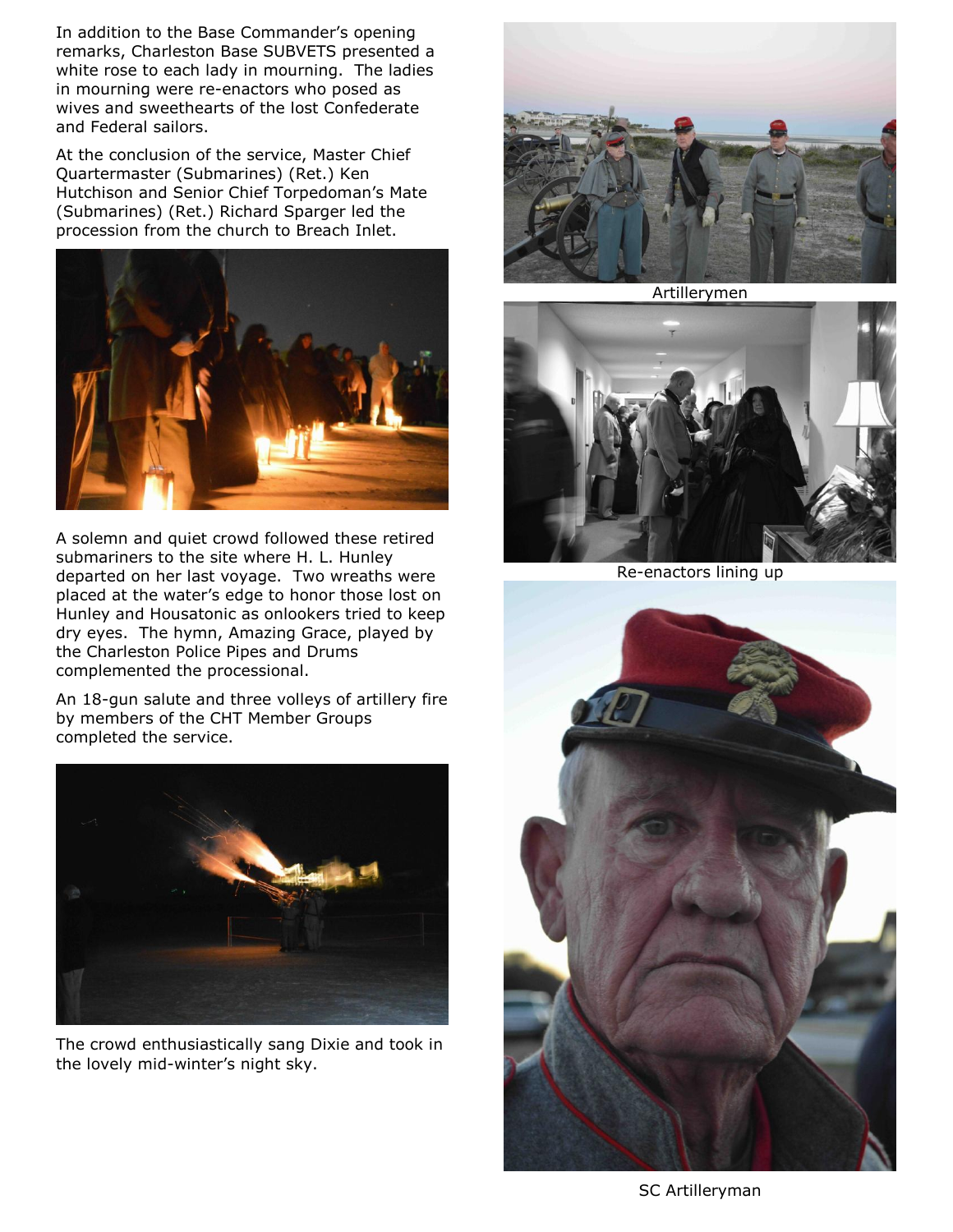In addition to the Base Commander's opening remarks, Charleston Base SUBVETS presented a white rose to each lady in mourning. The ladies in mourning were re-enactors who posed as wives and sweethearts of the lost Confederate and Federal sailors.

At the conclusion of the service, Master Chief Quartermaster (Submarines) (Ret.) Ken Hutchison and Senior Chief Torpedoman's Mate (Submarines) (Ret.) Richard Sparger led the procession from the church to Breach Inlet.

A solemn and quiet crowd followed these retired submariners to the site where H. L. Hunley departed on her last voyage. Two wreaths were placed at the water's edge to honor those lost on Hunley and Housatonic as onlookers tried to keep dry eyes. The hymn, Amazing Grace, played by the Charleston Police Pipes and Drums complemented the processional.

An 18-gun salute and three volleys of artillery fire by members of the CHT Member Groups completed the service.

The crowd enthusiastically sang Dixie and took in the lovely mid-winter's night sky.

Artillerymen

Re-enactors lining up

SC Artilleryman